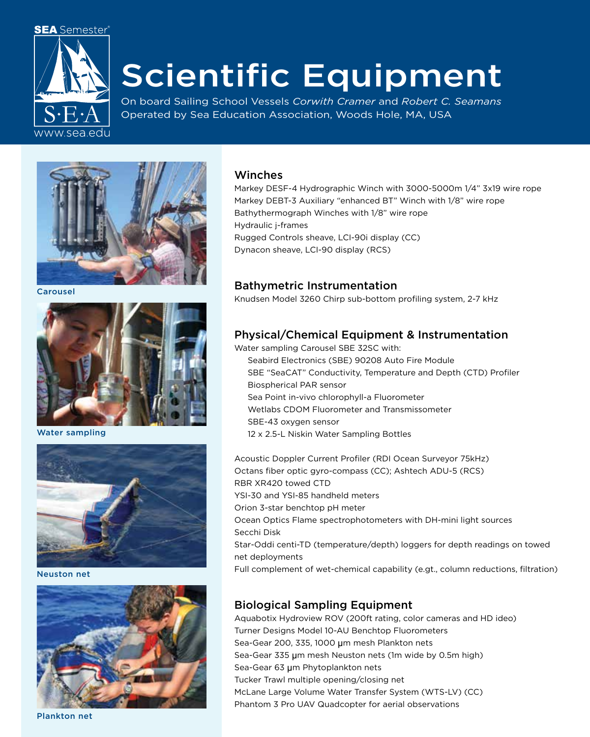SEA Semester®

S·E·A

www.sea.edu

# Scientific Equipment

On board Sailing School Vessels *Corwith Cramer* and *Robert C. Seamans*
Operated by Sea Education Association, Woods Hole, MA, USA

Carousel

Water sampling

Neuston net

Plankton net

## Winches

Markey DESF-4 Hydrographic Winch with 3000-5000m 1/4" 3x19 wire rope
Markey DEBT-3 Auxiliary "enhanced BT" Winch with 1/8" wire rope
Bathythermograph Winches with 1/8" wire rope
Hydraulic j-frames
Rugged Controls sheave, LCI-90i display (CC)
Dynacon sheave, LCI-90 display (RCS)

## Bathymetric Instrumentation

Knudsen Model 3260 Chirp sub-bottom profiling system, 2-7 kHz

## Physical/Chemical Equipment & Instrumentation

Water sampling Carousel SBE 32SC with:

- Seabird Electronics (SBE) 90208 Auto Fire Module
- SBE "SeaCAT" Conductivity, Temperature and Depth (CTD) Profiler
- Biospherical PAR sensor
- Sea Point in-vivo chlorophyll-a Fluorometer
- Wetlabs CDOM Fluorometer and Transmissometer
- SBE-43 oxygen sensor
- 12 x 2.5-L Niskin Water Sampling Bottles

Acoustic Doppler Current Profiler (RDI Ocean Surveyor 75kHz)
Octans fiber optic gyro-compass (CC); Ashtech ADU-5 (RCS)
RBR XR420 towed CTD
YSI-30 and YSI-85 handheld meters
Orion 3-star benchtop pH meter
Ocean Optics Flame spectrophotometers with DH-mini light sources
Secchi Disk
Star-Oddi centi-TD (temperature/depth) loggers for depth readings on towed net deployments
Full complement of wet-chemical capability (e.gt., column reductions, filtration)

## Biological Sampling Equipment

Aquabotix Hydroview ROV (200ft rating, color cameras and HD ideo)
Turner Designs Model 10-AU Benchtop Fluorometers
Sea-Gear 200, 335, 1000 µm mesh Plankton nets
Sea-Gear 335 µm mesh Neuston nets (1m wide by 0.5m high)
Sea-Gear 63 µm Phytoplankton nets
Tucker Trawl multiple opening/closing net
McLane Large Volume Water Transfer System (WTS-LV) (CC)
Phantom 3 Pro UAV Quadcopter for aerial observations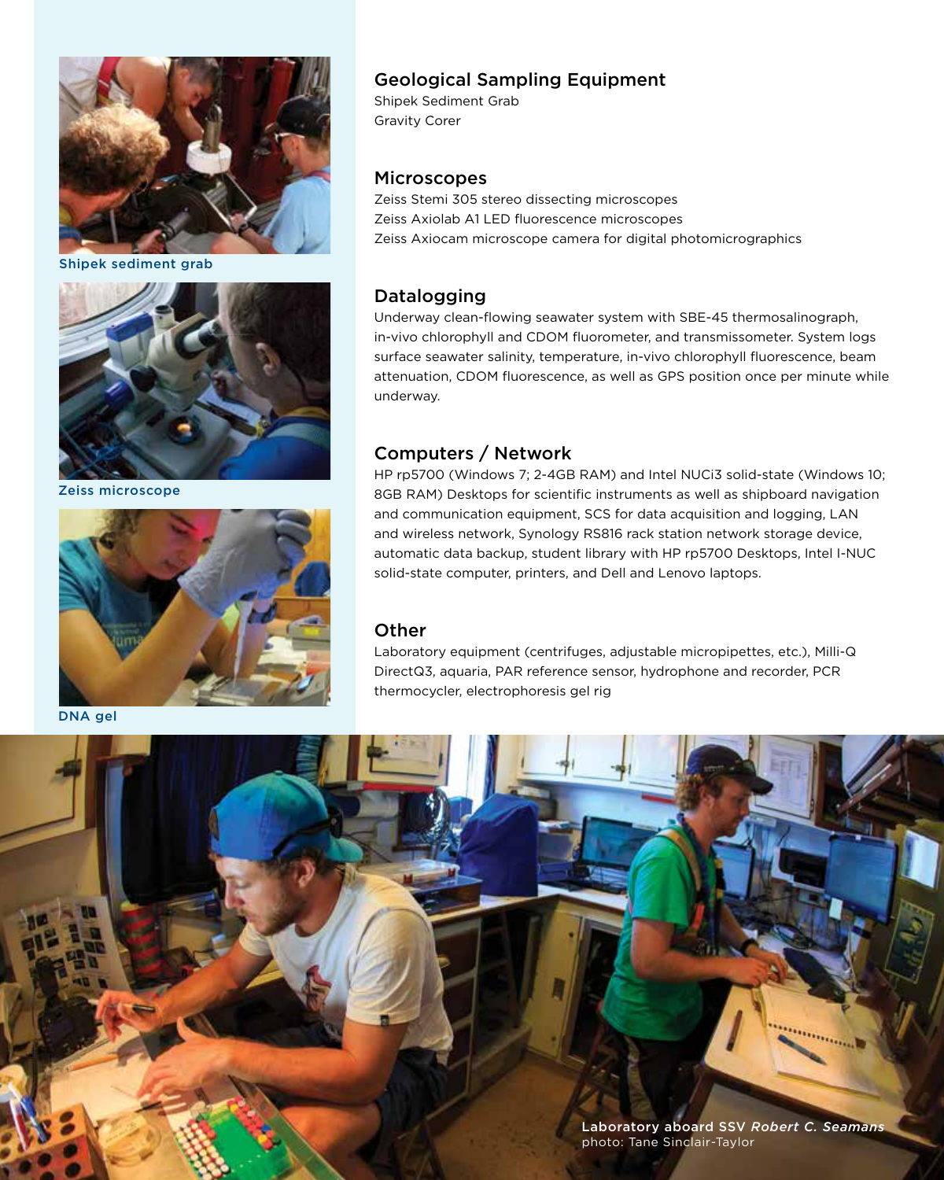Shipek sediment grab

Zeiss microscope

DNA gel

## Geological Sampling Equipment

Shipek Sediment Grab
Gravity Corer

## Microscopes

Zeiss Stemi 305 stereo dissecting microscopes
Zeiss Axiolab A1 LED fluorescence microscopes
Zeiss Axiocam microscope camera for digital photomicrographics

## Datalogging

Underway clean-flowing seawater system with SBE-45 thermosalinograph, in-vivo chlorophyll and CDOM fluorometer, and transmissometer. System logs surface seawater salinity, temperature, in-vivo chlorophyll fluorescence, beam attenuation, CDOM fluorescence, as well as GPS position once per minute while underway.

## Computers / Network

HP rp5700 (Windows 7; 2-4GB RAM) and Intel NUCi3 solid-state (Windows 10; 8GB RAM) Desktops for scientific instruments as well as shipboard navigation and communication equipment, SCS for data acquisition and logging, LAN and wireless network, Synology RS816 rack station network storage device, automatic data backup, student library with HP rp5700 Desktops, Intel I-NUC solid-state computer, printers, and Dell and Lenovo laptops.

## Other

Laboratory equipment (centrifuges, adjustable micropipettes, etc.), Milli-Q DirectQ3, aquaria, PAR reference sensor, hydrophone and recorder, PCR thermocycler, electrophoresis gel rig

Laboratory aboard SSV *Robert C. Seamans*
photo: Tane Sinclair-Taylor